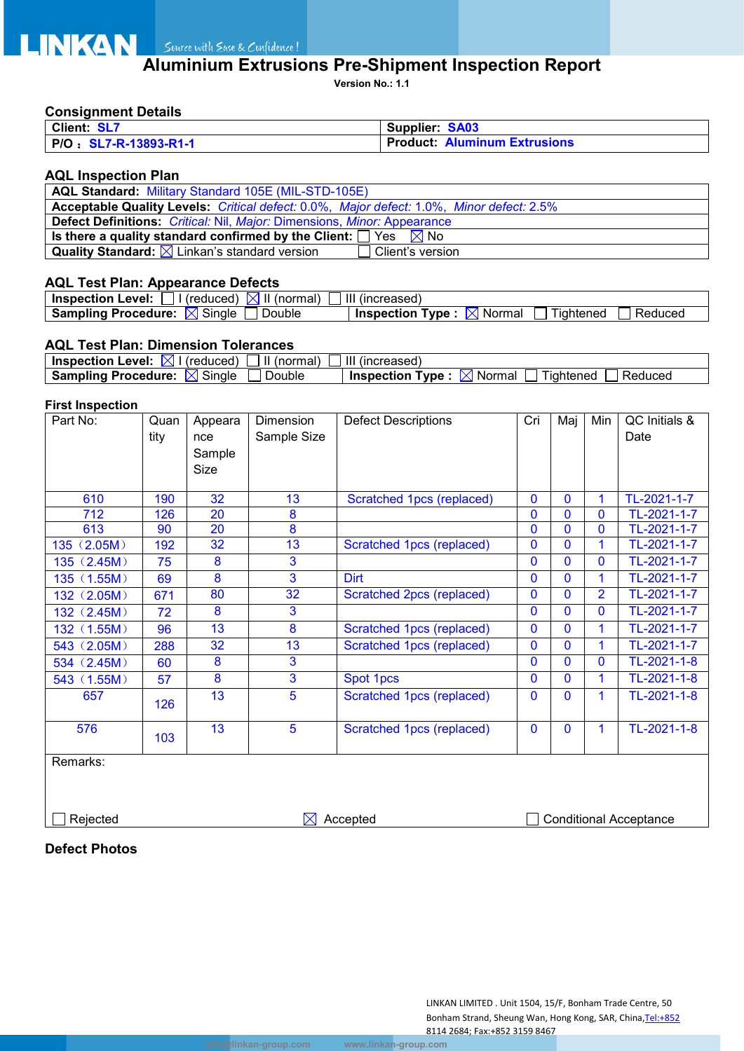# Aluminium Extrusions Pre-Shipment Inspection Report

**Version No.: 1.1**

## Consignment Details

| Client: SL7 | Supplier: SA03 |
|---|---|
| P/O： SL7-R-13893-R1-1 | Product: Aluminum Extrusions |

## AQL Inspection Plan

| |
|---|
| **AQL Standard:** Military Standard 105E (MIL-STD-105E) |
| **Acceptable Quality Levels:** *Critical defect:* 0.0%, *Major defect:* 1.0%, *Minor defect:* 2.5% |
| **Defect Definitions:** *Critical:* Nil, *Major:* Dimensions, *Minor:* Appearance |
| **Is there a quality standard confirmed by the Client:** ☐ Yes ☒ No |
| **Quality Standard:** ☒ Linkan's standard version ☐ Client's version |

## AQL Test Plan: Appearance Defects

| | |
|---|---|
| **Inspection Level:** ☐ I (reduced) ☒ II (normal) ☐ III (increased) | |
| **Sampling Procedure:** ☒ Single ☐ Double | **Inspection Type :** ☒ Normal ☐ Tightened ☐ Reduced |

## AQL Test Plan: Dimension Tolerances

| | |
|---|---|
| **Inspection Level:** ☒ I (reduced) ☐ II (normal) ☐ III (increased) | |
| **Sampling Procedure:** ☒ Single ☐ Double | **Inspection Type :** ☒ Normal ☐ Tightened ☐ Reduced |

## First Inspection

| Part No: | Quantity | Appearance Sample Size | Dimension Sample Size | Defect Descriptions | Cri | Maj | Min | QC Initials & Date |
|---|---|---|---|---|---|---|---|---|
| 610 | 190 | 32 | 13 | Scratched 1pcs (replaced) | 0 | 0 | 1 | TL-2021-1-7 |
| 712 | 126 | 20 | 8 | | 0 | 0 | 0 | TL-2021-1-7 |
| 613 | 90 | 20 | 8 | | 0 | 0 | 0 | TL-2021-1-7 |
| 135（2.05M） | 192 | 32 | 13 | Scratched 1pcs (replaced) | 0 | 0 | 1 | TL-2021-1-7 |
| 135（2.45M） | 75 | 8 | 3 | | 0 | 0 | 0 | TL-2021-1-7 |
| 135（1.55M） | 69 | 8 | 3 | Dirt | 0 | 0 | 1 | TL-2021-1-7 |
| 132（2.05M） | 671 | 80 | 32 | Scratched 2pcs (replaced) | 0 | 0 | 2 | TL-2021-1-7 |
| 132（2.45M） | 72 | 8 | 3 | | 0 | 0 | 0 | TL-2021-1-7 |
| 132（1.55M） | 96 | 13 | 8 | Scratched 1pcs (replaced) | 0 | 0 | 1 | TL-2021-1-7 |
| 543（2.05M） | 288 | 32 | 13 | Scratched 1pcs (replaced) | 0 | 0 | 1 | TL-2021-1-7 |
| 534（2.45M） | 60 | 8 | 3 | | 0 | 0 | 0 | TL-2021-1-8 |
| 543（1.55M） | 57 | 8 | 3 | Spot 1pcs | 0 | 0 | 1 | TL-2021-1-8 |
| 657 | 126 | 13 | 5 | Scratched 1pcs (replaced) | 0 | 0 | 1 | TL-2021-1-8 |
| 576 | 103 | 13 | 5 | Scratched 1pcs (replaced) | 0 | 0 | 1 | TL-2021-1-8 |

Remarks:

☐ Rejected ☒ Accepted ☐ Conditional Acceptance

## Defect Photos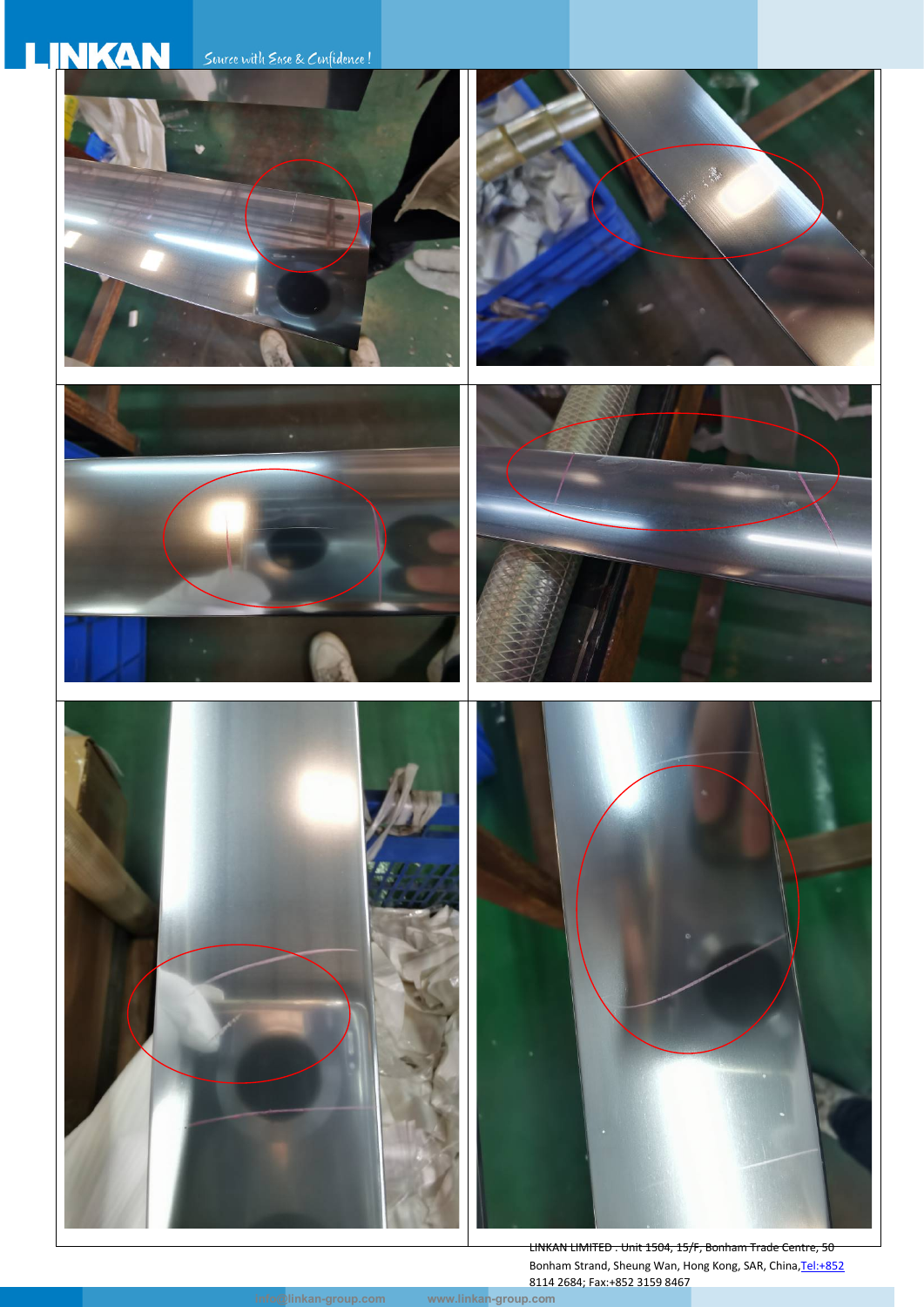LINKAN LIMITED . Unit 1504, 15/F, Bonham Trade Centre, 50 Bonham Strand, Sheung Wan, Hong Kong, SAR, China,Tel:+852 8114 2684; Fax:+852 3159 8467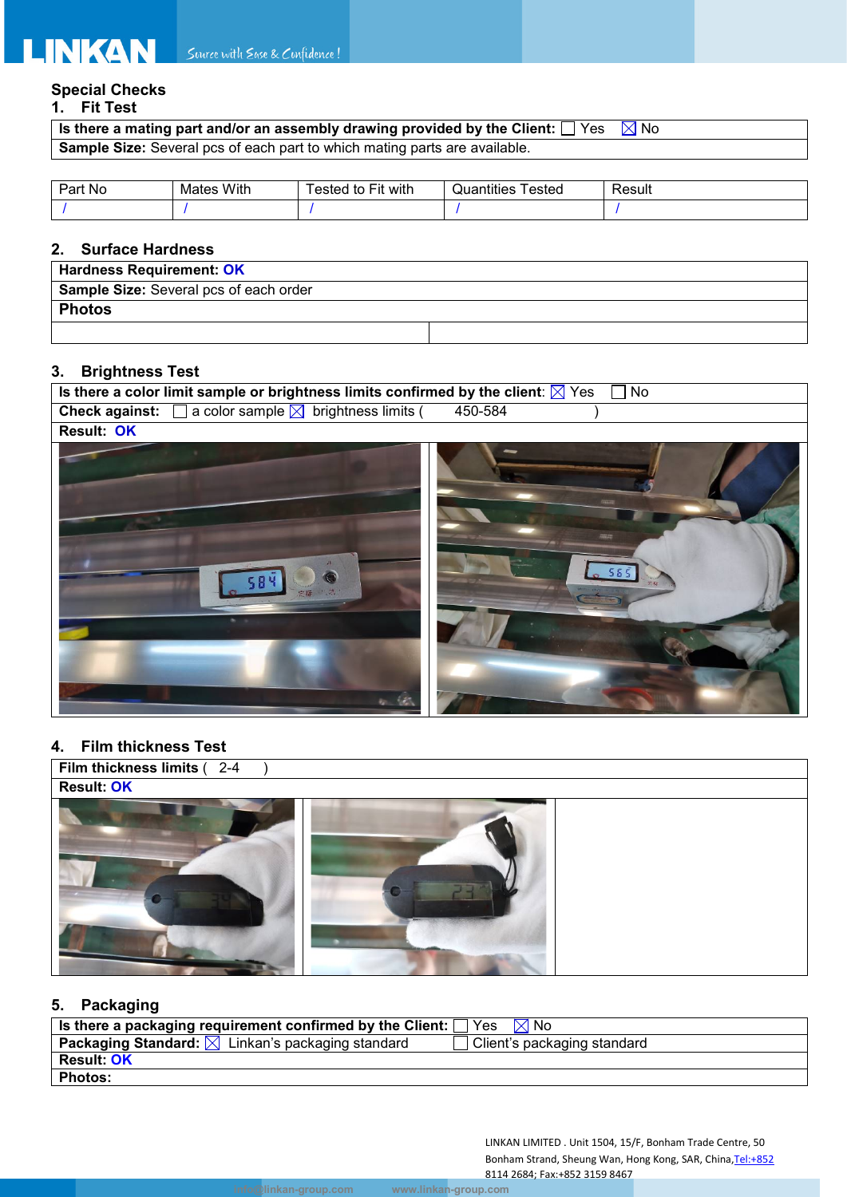## Special Checks

### 1. Fit Test

| **Is there a mating part and/or an assembly drawing provided by the Client:** ☐ Yes ☒ No |
|---|
| **Sample Size:** Several pcs of each part to which mating parts are available. |

| Part No | Mates With | Tested to Fit with | Quantities Tested | Result |
|---|---|---|---|---|
| / | / | / | / | / |

### 2. Surface Hardness

| **Hardness Requirement:** OK |
|---|
| **Sample Size:** Several pcs of each order |
| **Photos** |

### 3. Brightness Test

| **Is there a color limit sample or brightness limits confirmed by the client:** ☒ Yes ☐ No |
|---|
| **Check against:** ☐ a color sample ☒ brightness limits ( 450-584 ) |
| **Result:** OK |

### 4. Film thickness Test

| **Film thickness limits** ( 2-4 ) |
|---|
| **Result:** OK |

### 5. Packaging

| **Is there a packaging requirement confirmed by the Client:** ☐ Yes ☒ No |
|---|
| **Packaging Standard:** ☒ Linkan's packaging standard ☐ Client's packaging standard |
| **Result:** OK |
| **Photos:** |

LINKAN LIMITED . Unit 1504, 15/F, Bonham Trade Centre, 50 Bonham Strand, Sheung Wan, Hong Kong, SAR, China,Tel:+852 8114 2684; Fax:+852 3159 8467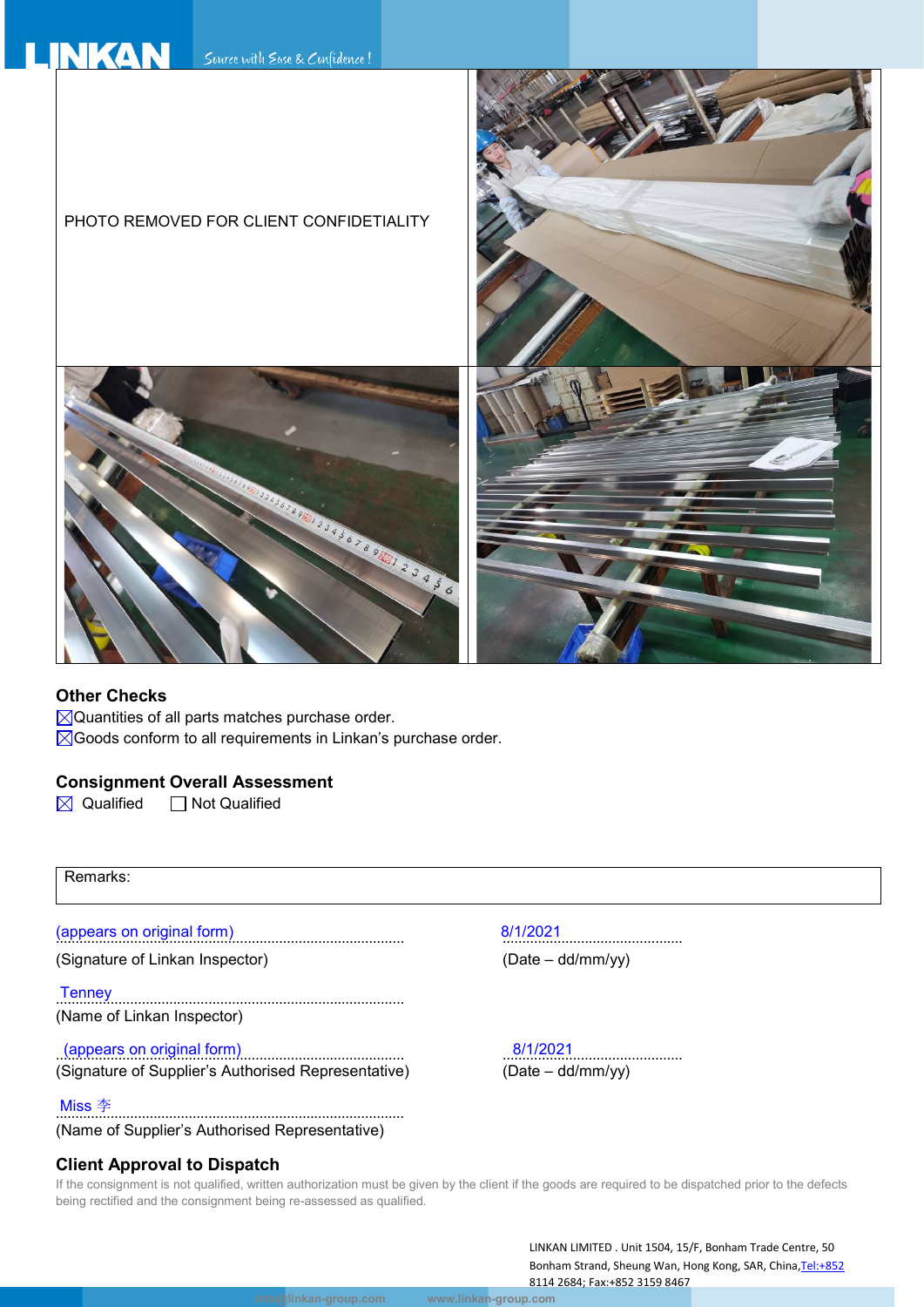PHOTO REMOVED FOR CLIENT CONFIDETIALITY

### Other Checks

☒Quantities of all parts matches purchase order.

☒Goods conform to all requirements in Linkan's purchase order.

### Consignment Overall Assessment

☒ Qualified ☐ Not Qualified

| Remarks: |
|---|

(appears on original form)
(Signature of Linkan Inspector)

8/1/2021
(Date – dd/mm/yy)

Tenney
(Name of Linkan Inspector)

(appears on original form)
(Signature of Supplier's Authorised Representative)

8/1/2021
(Date – dd/mm/yy)

Miss 李
(Name of Supplier's Authorised Representative)

### Client Approval to Dispatch

If the consignment is not qualified, written authorization must be given by the client if the goods are required to be dispatched prior to the defects being rectified and the consignment being re-assessed as qualified.

LINKAN LIMITED . Unit 1504, 15/F, Bonham Trade Centre, 50 Bonham Strand, Sheung Wan, Hong Kong, SAR, China,Tel:+852 8114 2684; Fax:+852 3159 8467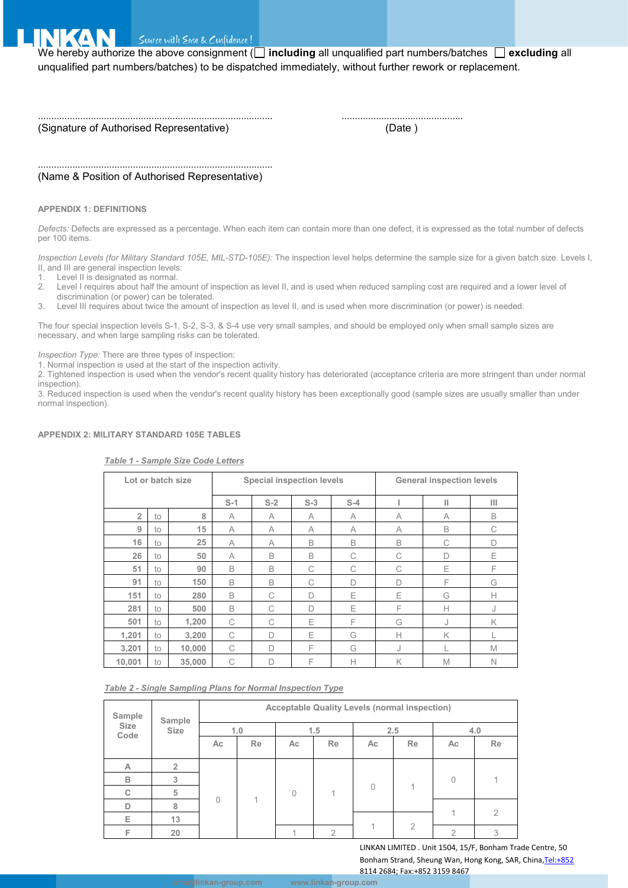We hereby authorize the above consignment (☐ **including** all unqualified part numbers/batches ☐ **excluding** all unqualified part numbers/batches) to be dispatched immediately, without further rework or replacement.

........................................................................................ ..............................................

(Signature of Authorised Representative) (Date )

........................................................................................

(Name & Position of Authorised Representative)

#### APPENDIX 1: DEFINITIONS

*Defects:* Defects are expressed as a percentage. When each item can contain more than one defect, it is expressed as the total number of defects per 100 items.

*Inspection Levels (for Military Standard 105E, MIL-STD-105E):* The inspection level helps determine the sample size for a given batch size. Levels I, II, and III are general inspection levels:

1. Level II is designated as normal.
2. Level I requires about half the amount of inspection as level II, and is used when reduced sampling cost are required and a lower level of discrimination (or power) can be tolerated.
3. Level III requires about twice the amount of inspection as level II, and is used when more discrimination (or power) is needed.

The four special inspection levels S-1, S-2, S-3, & S-4 use very small samples, and should be employed only when small sample sizes are necessary, and when large sampling risks can be tolerated.

*Inspection Type:* There are three types of inspection:
1. Normal inspection is used at the start of the inspection activity.
2. Tightened inspection is used when the vendor's recent quality history has deteriorated (acceptance criteria are more stringent than under normal inspection).
3. Reduced inspection is used when the vendor's recent quality history has been exceptionally good (sample sizes are usually smaller than under normal inspection).

#### APPENDIX 2: MILITARY STANDARD 105E TABLES

***Table 1 - Sample Size Code Letters***

| Lot or batch size | | | Special inspection levels | | | | General inspection levels | | |
|---|---|---|---|---|---|---|---|---|---|
| | | | S-1 | S-2 | S-3 | S-4 | I | II | III |
| 2 | to | 8 | A | A | A | A | A | A | B |
| 9 | to | 15 | A | A | A | A | A | B | C |
| 16 | to | 25 | A | A | B | B | B | C | D |
| 26 | to | 50 | A | B | B | C | C | D | E |
| 51 | to | 90 | B | B | C | C | C | E | F |
| 91 | to | 150 | B | B | C | D | D | F | G |
| 151 | to | 280 | B | C | D | E | E | G | H |
| 281 | to | 500 | B | C | D | E | F | H | J |
| 501 | to | 1,200 | C | C | E | F | G | J | K |
| 1,201 | to | 3,200 | C | D | E | G | H | K | L |
| 3,201 | to | 10,000 | C | D | F | G | J | L | M |
| 10,001 | to | 35,000 | C | D | F | H | K | M | N |

***Table 2 - Single Sampling Plans for Normal Inspection Type***

| Sample Size Code | Sample Size | Acceptable Quality Levels (normal inspection) | | | | | | | |
|---|---|---|---|---|---|---|---|---|---|
| | | 1.0 | | 1.5 | | 2.5 | | 4.0 | |
| | | Ac | Re | Ac | Re | Ac | Re | Ac | Re |
| A | 2 | 0 | 1 | 0 | 1 | 0 | 1 | 0 | 1 |
| B | 3 | 0 | 1 | 0 | 1 | 0 | 1 | 0 | 1 |
| C | 5 | 0 | 1 | 0 | 1 | 0 | 1 | 0 | 1 |
| D | 8 | 0 | 1 | 0 | 1 | 0 | 1 | 1 | 2 |
| E | 13 | 0 | 1 | 0 | 1 | 1 | 2 | 1 | 2 |
| F | 20 | 0 | 1 | 1 | 2 | 1 | 2 | 2 | 3 |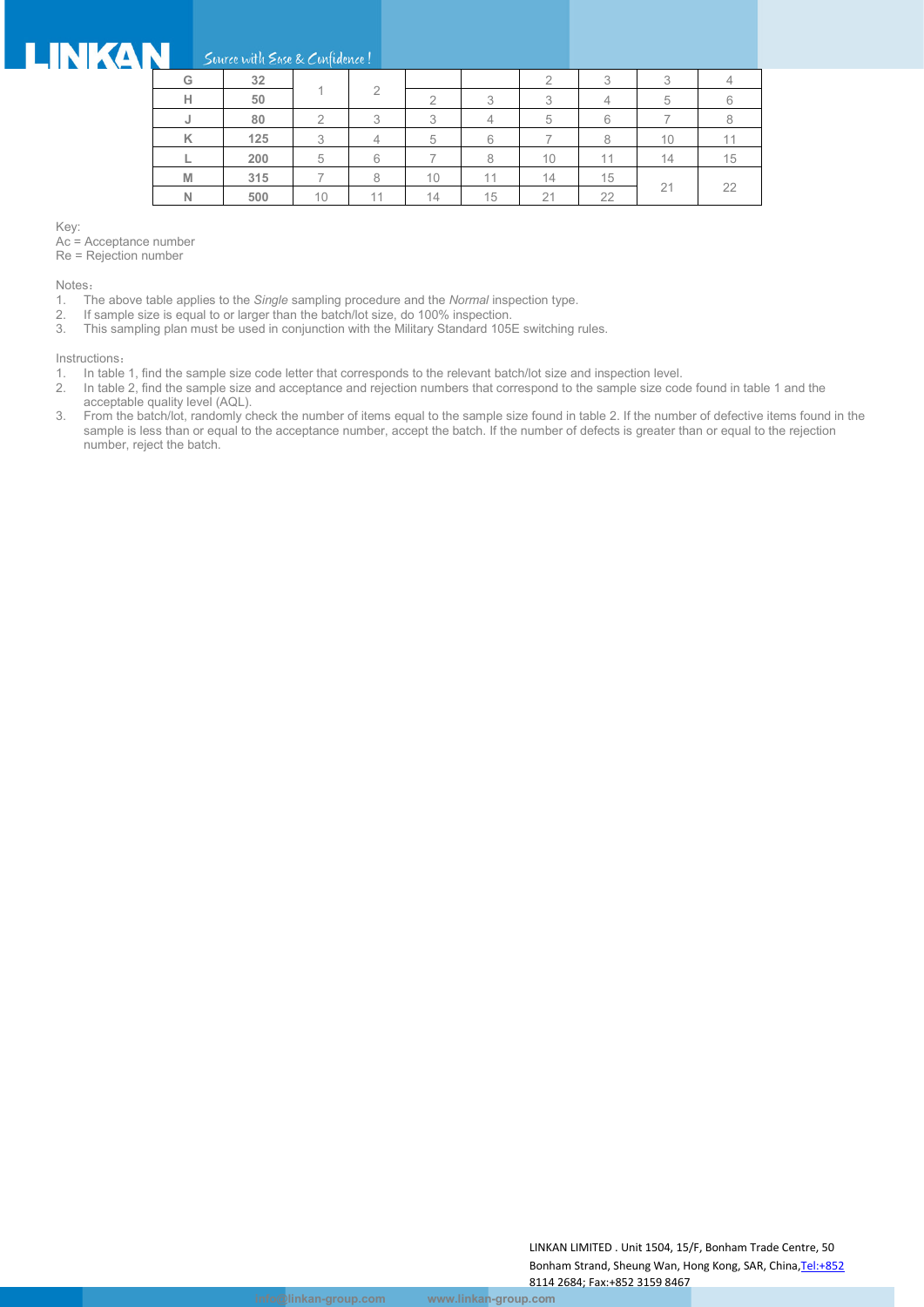| | | | | | | | | | |
|---|---|---|---|---|---|---|---|---|---|
| G | **32** | 1 | 2 | | | 2 | 3 | 3 | 4 |
| H | **50** | | | 2 | 3 | 3 | 4 | 5 | 6 |
| J | **80** | 2 | 3 | 3 | 4 | 5 | 6 | 7 | 8 |
| K | **125** | 3 | 4 | 5 | 6 | 7 | 8 | 10 | 11 |
| L | **200** | 5 | 6 | 7 | 8 | 10 | 11 | 14 | 15 |
| M | **315** | 7 | 8 | 10 | 11 | 14 | 15 | 21 | 22 |
| N | **500** | 10 | 11 | 14 | 15 | 21 | 22 | | |

Key:
Ac = Acceptance number
Re = Rejection number

Notes：

1. The above table applies to the *Single* sampling procedure and the *Normal* inspection type.
2. If sample size is equal to or larger than the batch/lot size, do 100% inspection.
3. This sampling plan must be used in conjunction with the Military Standard 105E switching rules.

Instructions：

1. In table 1, find the sample size code letter that corresponds to the relevant batch/lot size and inspection level.
2. In table 2, find the sample size and acceptance and rejection numbers that correspond to the sample size code found in table 1 and the acceptable quality level (AQL).
3. From the batch/lot, randomly check the number of items equal to the sample size found in table 2. If the number of defective items found in the sample is less than or equal to the acceptance number, accept the batch. If the number of defects is greater than or equal to the rejection number, reject the batch.